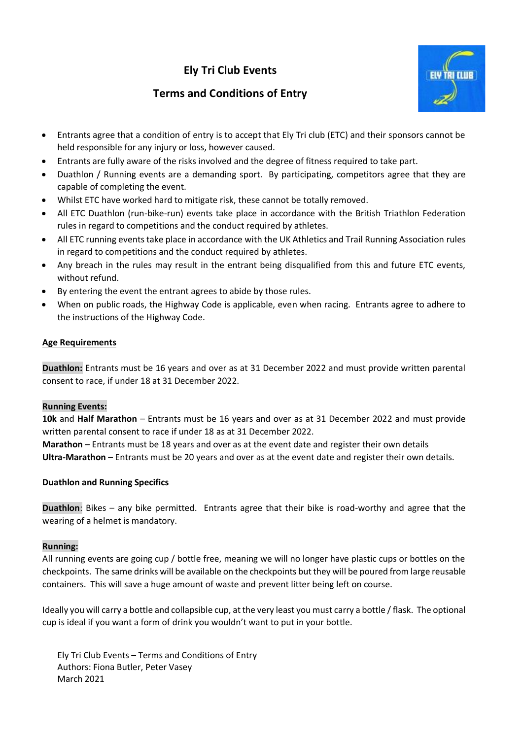# Ely Tri Club Events

## Terms and Conditions of Entry

- Entrants agree that a condition of entry is to accept that Ely Tri club (ETC) and their sponsors cannot be held responsible for any injury or loss, however caused.
- Entrants are fully aware of the risks involved and the degree of fitness required to take part.
- Duathlon / Running events are a demanding sport. By participating, competitors agree that they are capable of completing the event.
- Whilst ETC have worked hard to mitigate risk, these cannot be totally removed.
- All ETC Duathlon (run-bike-run) events take place in accordance with the British Triathlon Federation rules in regard to competitions and the conduct required by athletes.
- All ETC running events take place in accordance with the UK Athletics and Trail Running Association rules in regard to competitions and the conduct required by athletes.
- Any breach in the rules may result in the entrant being disqualified from this and future ETC events, without refund.
- By entering the event the entrant agrees to abide by those rules.
- When on public roads, the Highway Code is applicable, even when racing. Entrants agree to adhere to the instructions of the Highway Code.

### Age Requirements

**Duathlon:** Entrants must be 16 years and over as at 31 December 2022 and must provide written parental consent to race, if under 18 at 31 December 2022.

**Running Events:**
**10k** and **Half Marathon** – Entrants must be 16 years and over as at 31 December 2022 and must provide written parental consent to race if under 18 as at 31 December 2022.
**Marathon** – Entrants must be 18 years and over as at the event date and register their own details
**Ultra-Marathon** – Entrants must be 20 years and over as at the event date and register their own details.

### Duathlon and Running Specifics

**Duathlon**: Bikes – any bike permitted. Entrants agree that their bike is road-worthy and agree that the wearing of a helmet is mandatory.

**Running:**
All running events are going cup / bottle free, meaning we will no longer have plastic cups or bottles on the checkpoints. The same drinks will be available on the checkpoints but they will be poured from large reusable containers. This will save a huge amount of waste and prevent litter being left on course.

Ideally you will carry a bottle and collapsible cup, at the very least you must carry a bottle / flask. The optional cup is ideal if you want a form of drink you wouldn't want to put in your bottle.

Ely Tri Club Events – Terms and Conditions of Entry
Authors: Fiona Butler, Peter Vasey
March 2021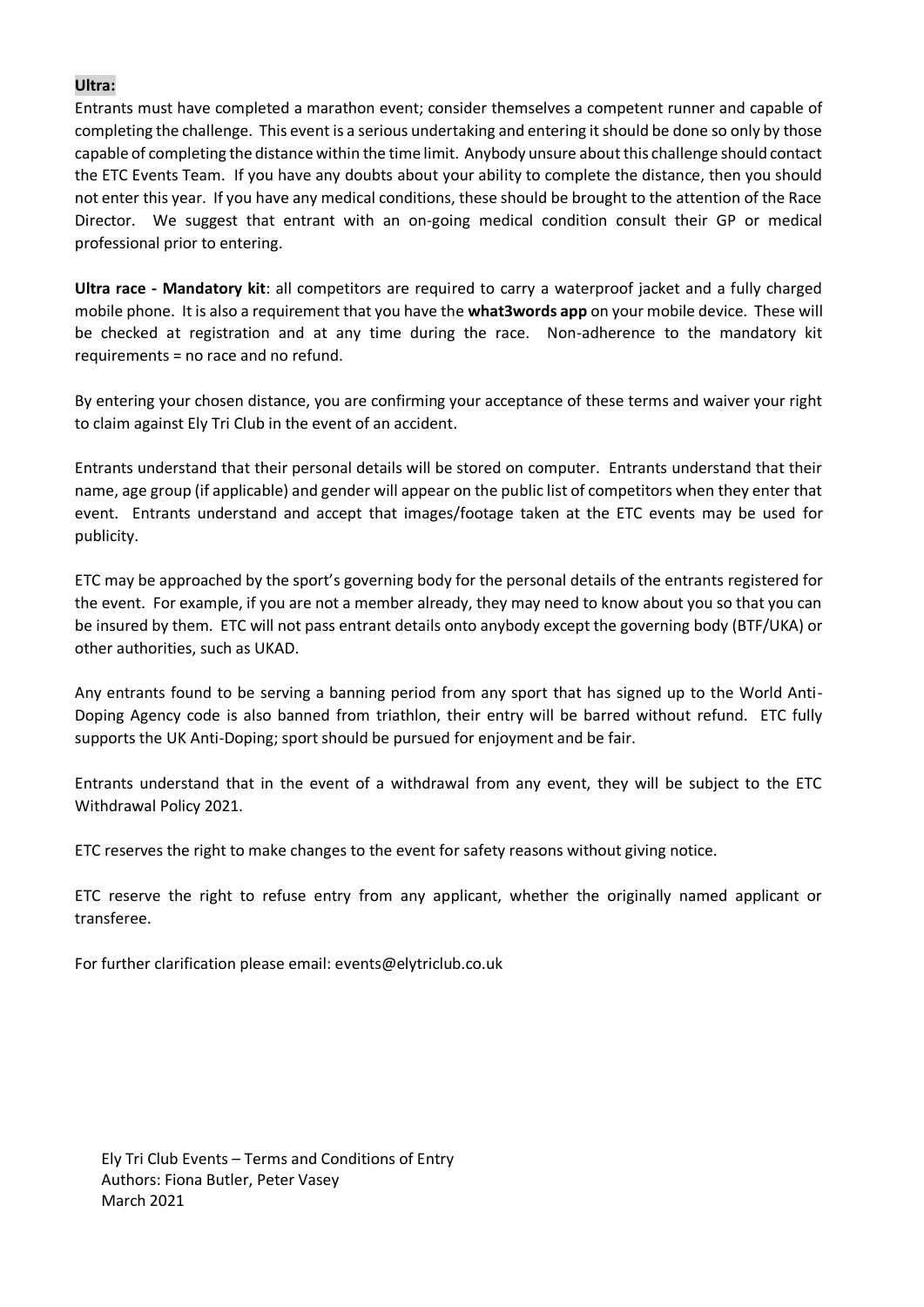**Ultra:**

Entrants must have completed a marathon event; consider themselves a competent runner and capable of completing the challenge. This event is a serious undertaking and entering it should be done so only by those capable of completing the distance within the time limit. Anybody unsure about this challenge should contact the ETC Events Team. If you have any doubts about your ability to complete the distance, then you should not enter this year. If you have any medical conditions, these should be brought to the attention of the Race Director. We suggest that entrant with an on-going medical condition consult their GP or medical professional prior to entering.

**Ultra race - Mandatory kit**: all competitors are required to carry a waterproof jacket and a fully charged mobile phone. It is also a requirement that you have the **what3words app** on your mobile device. These will be checked at registration and at any time during the race. Non-adherence to the mandatory kit requirements = no race and no refund.

By entering your chosen distance, you are confirming your acceptance of these terms and waiver your right to claim against Ely Tri Club in the event of an accident.

Entrants understand that their personal details will be stored on computer. Entrants understand that their name, age group (if applicable) and gender will appear on the public list of competitors when they enter that event. Entrants understand and accept that images/footage taken at the ETC events may be used for publicity.

ETC may be approached by the sport's governing body for the personal details of the entrants registered for the event. For example, if you are not a member already, they may need to know about you so that you can be insured by them. ETC will not pass entrant details onto anybody except the governing body (BTF/UKA) or other authorities, such as UKAD.

Any entrants found to be serving a banning period from any sport that has signed up to the World Anti-Doping Agency code is also banned from triathlon, their entry will be barred without refund. ETC fully supports the UK Anti-Doping; sport should be pursued for enjoyment and be fair.

Entrants understand that in the event of a withdrawal from any event, they will be subject to the ETC Withdrawal Policy 2021.

ETC reserves the right to make changes to the event for safety reasons without giving notice.

ETC reserve the right to refuse entry from any applicant, whether the originally named applicant or transferee.

For further clarification please email: events@elytriclub.co.uk

Ely Tri Club Events – Terms and Conditions of Entry
Authors: Fiona Butler, Peter Vasey
March 2021